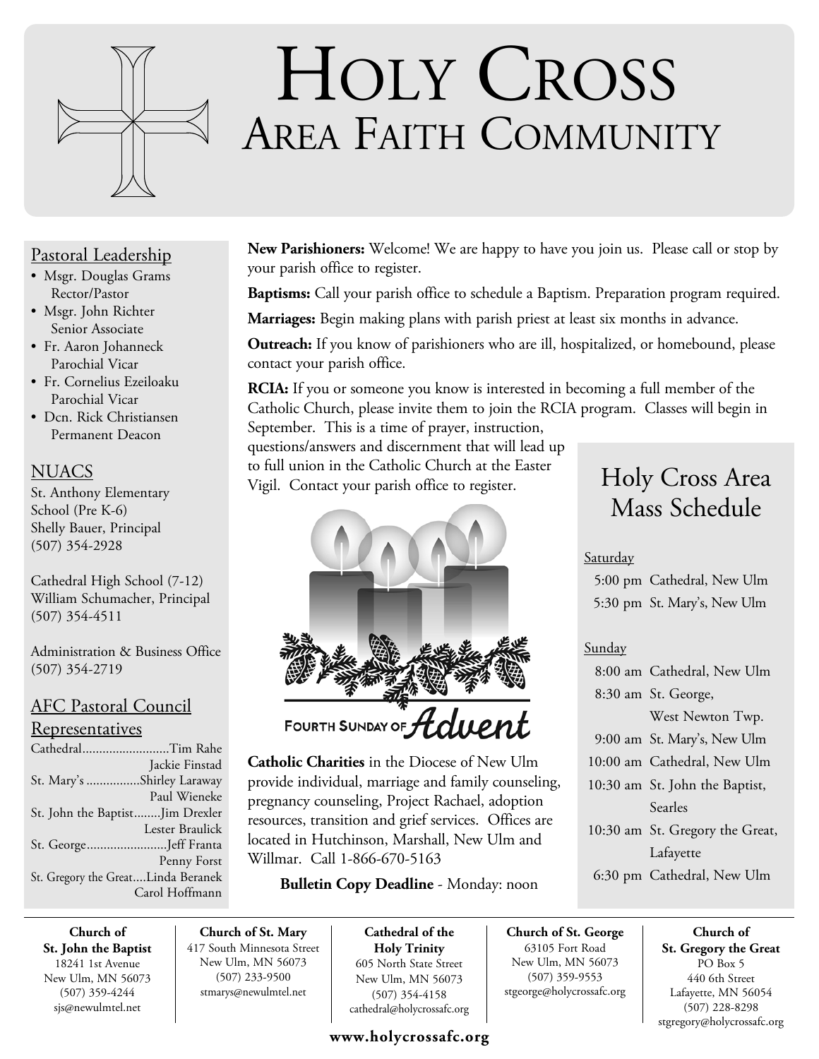# HOLY CROSS
## AREA FAITH COMMUNITY

### Pastoral Leadership

- Msgr. Douglas Grams
  Rector/Pastor
- Msgr. John Richter
  Senior Associate
- Fr. Aaron Johanneck
  Parochial Vicar
- Fr. Cornelius Ezeiloaku
  Parochial Vicar
- Dcn. Rick Christiansen
  Permanent Deacon

### NUACS

St. Anthony Elementary School (Pre K-6)
Shelly Bauer, Principal
(507) 354-2928

Cathedral High School (7-12)
William Schumacher, Principal
(507) 354-4511

Administration & Business Office
(507) 354-2719

### AFC Pastoral Council Representatives

Cathedral..........................Tim Rahe
Jackie Finstad

St. Mary's ................Shirley Laraway
Paul Wieneke

St. John the Baptist........Jim Drexler
Lester Braulick

St. George........................Jeff Franta
Penny Forst

St. Gregory the Great....Linda Beranek
Carol Hoffmann

**New Parishioners:** Welcome! We are happy to have you join us. Please call or stop by your parish office to register.

**Baptisms:** Call your parish office to schedule a Baptism. Preparation program required.

**Marriages:** Begin making plans with parish priest at least six months in advance.

**Outreach:** If you know of parishioners who are ill, hospitalized, or homebound, please contact your parish office.

**RCIA:** If you or someone you know is interested in becoming a full member of the Catholic Church, please invite them to join the RCIA program. Classes will begin in September. This is a time of prayer, instruction, questions/answers and discernment that will lead up to full union in the Catholic Church at the Easter Vigil. Contact your parish office to register.

FOURTH SUNDAY OF *Advent*

**Catholic Charities** in the Diocese of New Ulm provide individual, marriage and family counseling, pregnancy counseling, Project Rachael, adoption resources, transition and grief services. Offices are located in Hutchinson, Marshall, New Ulm and Willmar. Call 1-866-670-5163

**Bulletin Copy Deadline** - Monday: noon

## Holy Cross Area Mass Schedule

Saturday

- 5:00 pm Cathedral, New Ulm
- 5:30 pm St. Mary's, New Ulm

Sunday

- 8:00 am Cathedral, New Ulm
- 8:30 am St. George, West Newton Twp.
- 9:00 am St. Mary's, New Ulm
- 10:00 am Cathedral, New Ulm
- 10:30 am St. John the Baptist, Searles
- 10:30 am St. Gregory the Great, Lafayette
- 6:30 pm Cathedral, New Ulm

---

**Church of St. John the Baptist**
18241 1st Avenue
New Ulm, MN 56073
(507) 359-4244
sjs@newulmtel.net

**Church of St. Mary**
417 South Minnesota Street
New Ulm, MN 56073
(507) 233-9500
stmarys@newulmtel.net

**Cathedral of the Holy Trinity**
605 North State Street
New Ulm, MN 56073
(507) 354-4158
cathedral@holycrossafc.org

**Church of St. George**
63105 Fort Road
New Ulm, MN 56073
(507) 359-9553
stgeorge@holycrossafc.org

**Church of St. Gregory the Great**
PO Box 5
440 6th Street
Lafayette, MN 56054
(507) 228-8298
stgregory@holycrossafc.org

**www.holycrossafc.org**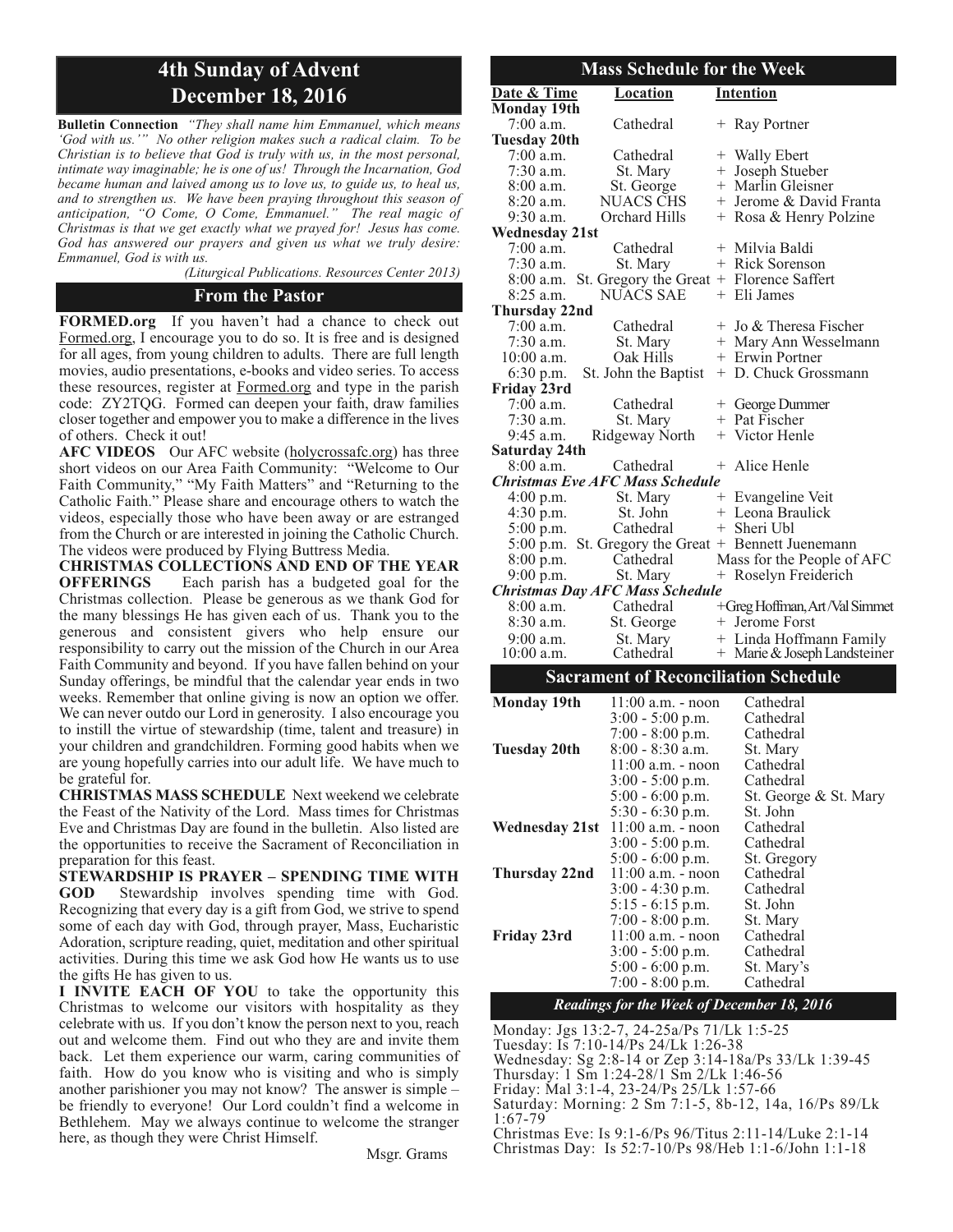# 4th Sunday of Advent
# December 18, 2016

**Bulletin Connection** *"They shall name him Emmanuel, which means 'God with us.'" No other religion makes such a radical claim. To be Christian is to believe that God is truly with us, in the most personal, intimate way imaginable; he is one of us! Through the Incarnation, God became human and laived among us to love us, to guide us, to heal us, and to strengthen us. We have been praying throughout this season of anticipation, "O Come, O Come, Emmanuel." The real magic of Christmas is that we get exactly what we prayed for! Jesus has come. God has answered our prayers and given us what we truly desire: Emmanuel, God is with us.*

*(Liturgical Publications. Resources Center 2013)*

## From the Pastor

**FORMED.org** If you haven't had a chance to check out Formed.org, I encourage you to do so. It is free and is designed for all ages, from young children to adults. There are full length movies, audio presentations, e-books and video series. To access these resources, register at Formed.org and type in the parish code: ZY2TQG. Formed can deepen your faith, draw families closer together and empower you to make a difference in the lives of others. Check it out!

**AFC VIDEOS** Our AFC website (holycrossafc.org) has three short videos on our Area Faith Community: "Welcome to Our Faith Community," "My Faith Matters" and "Returning to the Catholic Faith." Please share and encourage others to watch the videos, especially those who have been away or are estranged from the Church or are interested in joining the Catholic Church. The videos were produced by Flying Buttress Media.

**CHRISTMAS COLLECTIONS AND END OF THE YEAR OFFERINGS** Each parish has a budgeted goal for the Christmas collection. Please be generous as we thank God for the many blessings He has given each of us. Thank you to the generous and consistent givers who help ensure our responsibility to carry out the mission of the Church in our Area Faith Community and beyond. If you have fallen behind on your Sunday offerings, be mindful that the calendar year ends in two weeks. Remember that online giving is now an option we offer. We can never outdo our Lord in generosity. I also encourage you to instill the virtue of stewardship (time, talent and treasure) in your children and grandchildren. Forming good habits when we are young hopefully carries into our adult life. We have much to be grateful for.

**CHRISTMAS MASS SCHEDULE** Next weekend we celebrate the Feast of the Nativity of the Lord. Mass times for Christmas Eve and Christmas Day are found in the bulletin. Also listed are the opportunities to receive the Sacrament of Reconciliation in preparation for this feast.

**STEWARDSHIP IS PRAYER – SPENDING TIME WITH GOD** Stewardship involves spending time with God. Recognizing that every day is a gift from God, we strive to spend some of each day with God, through prayer, Mass, Eucharistic Adoration, scripture reading, quiet, meditation and other spiritual activities. During this time we ask God how He wants us to use the gifts He has given to us.

**I INVITE EACH OF YOU** to take the opportunity this Christmas to welcome our visitors with hospitality as they celebrate with us. If you don't know the person next to you, reach out and welcome them. Find out who they are and invite them back. Let them experience our warm, caring communities of faith. How do you know who is visiting and who is simply another parishioner you may not know? The answer is simple – be friendly to everyone! Our Lord couldn't find a welcome in Bethlehem. May we always continue to welcome the stranger here, as though they were Christ Himself.

Msgr. Grams

## Mass Schedule for the Week

| Date & Time | Location | Intention |
|---|---|---|
| **Monday 19th** | | |
| 7:00 a.m. | Cathedral | + Ray Portner |
| **Tuesday 20th** | | |
| 7:00 a.m. | Cathedral | + Wally Ebert |
| 7:30 a.m. | St. Mary | + Joseph Stueber |
| 8:00 a.m. | St. George | + Marlin Gleisner |
| 8:20 a.m. | NUACS CHS | + Jerome & David Franta |
| 9:30 a.m. | Orchard Hills | + Rosa & Henry Polzine |
| **Wednesday 21st** | | |
| 7:00 a.m. | Cathedral | + Milvia Baldi |
| 7:30 a.m. | St. Mary | + Rick Sorenson |
| 8:00 a.m. | St. Gregory the Great | + Florence Saffert |
| 8:25 a.m. | NUACS SAE | + Eli James |
| **Thursday 22nd** | | |
| 7:00 a.m. | Cathedral | + Jo & Theresa Fischer |
| 7:30 a.m. | St. Mary | + Mary Ann Wesselmann |
| 10:00 a.m. | Oak Hills | + Erwin Portner |
| 6:30 p.m. | St. John the Baptist | + D. Chuck Grossmann |
| **Friday 23rd** | | |
| 7:00 a.m. | Cathedral | + George Dummer |
| 7:30 a.m. | St. Mary | + Pat Fischer |
| 9:45 a.m. | Ridgeway North | + Victor Henle |
| **Saturday 24th** | | |
| 8:00 a.m. | Cathedral | + Alice Henle |
| ***Christmas Eve AFC Mass Schedule*** | | |
| 4:00 p.m. | St. Mary | + Evangeline Veit |
| 4:30 p.m. | St. John | + Leona Braulick |
| 5:00 p.m. | Cathedral | + Sheri Ubl |
| 5:00 p.m. | St. Gregory the Great | + Bennett Juenemann |
| 8:00 p.m. | Cathedral | Mass for the People of AFC |
| 9:00 p.m. | St. Mary | + Roselyn Freiderich |
| ***Christmas Day AFC Mass Schedule*** | | |
| 8:00 a.m. | Cathedral | +Greg Hoffman, Art /Val Simmet |
| 8:30 a.m. | St. George | + Jerome Forst |
| 9:00 a.m. | St. Mary | + Linda Hoffmann Family |
| 10:00 a.m. | Cathedral | + Marie & Joseph Landsteiner |

## Sacrament of Reconciliation Schedule

| Day | Time | Location |
|---|---|---|
| **Monday 19th** | 11:00 a.m. - noon | Cathedral |
| | 3:00 - 5:00 p.m. | Cathedral |
| | 7:00 - 8:00 p.m. | Cathedral |
| **Tuesday 20th** | 8:00 - 8:30 a.m. | St. Mary |
| | 11:00 a.m. - noon | Cathedral |
| | 3:00 - 5:00 p.m. | Cathedral |
| | 5:00 - 6:00 p.m. | St. George & St. Mary |
| | 5:30 - 6:30 p.m. | St. John |
| **Wednesday 21st** | 11:00 a.m. - noon | Cathedral |
| | 3:00 - 5:00 p.m. | Cathedral |
| | 5:00 - 6:00 p.m. | St. Gregory |
| **Thursday 22nd** | 11:00 a.m. - noon | Cathedral |
| | 3:00 - 4:30 p.m. | Cathedral |
| | 5:15 - 6:15 p.m. | St. John |
| | 7:00 - 8:00 p.m. | St. Mary |
| **Friday 23rd** | 11:00 a.m. - noon | Cathedral |
| | 3:00 - 5:00 p.m. | Cathedral |
| | 5:00 - 6:00 p.m. | St. Mary's |
| | 7:00 - 8:00 p.m. | Cathedral |

## *Readings for the Week of December 18, 2016*

Monday: Jgs 13:2-7, 24-25a/Ps 71/Lk 1:5-25
Tuesday: Is 7:10-14/Ps 24/Lk 1:26-38
Wednesday: Sg 2:8-14 or Zep 3:14-18a/Ps 33/Lk 1:39-45
Thursday: 1 Sm 1:24-28/1 Sm 2/Lk 1:46-56
Friday: Mal 3:1-4, 23-24/Ps 25/Lk 1:57-66
Saturday: Morning: 2 Sm 7:1-5, 8b-12, 14a, 16/Ps 89/Lk 1:67-79
Christmas Eve: Is 9:1-6/Ps 96/Titus 2:11-14/Luke 2:1-14
Christmas Day: Is 52:7-10/Ps 98/Heb 1:1-6/John 1:1-18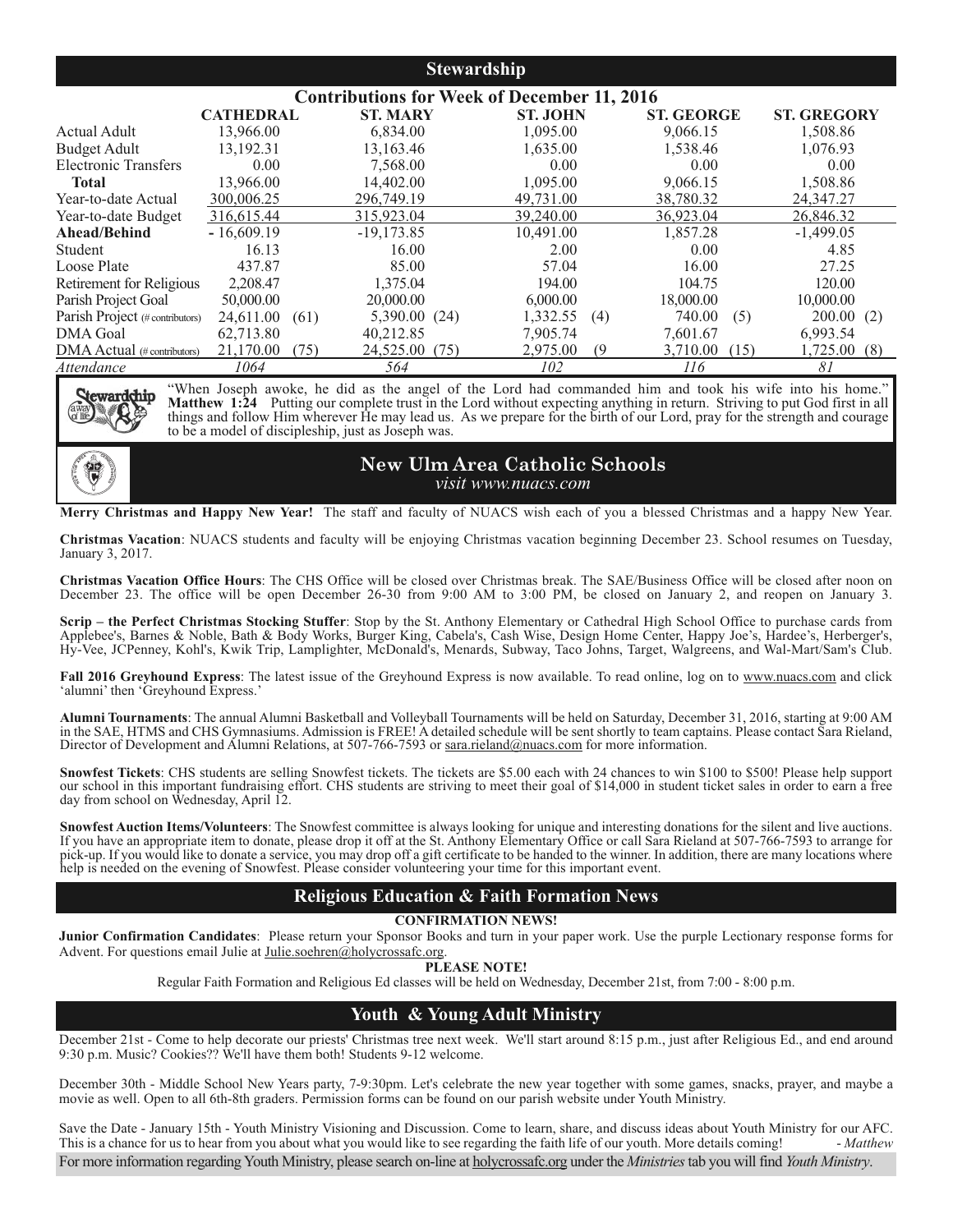## Stewardship

### Contributions for Week of December 11, 2016

| | CATHEDRAL | ST. MARY | ST. JOHN | ST. GEORGE | ST. GREGORY |
|---|---|---|---|---|---|
| Actual Adult | 13,966.00 | 6,834.00 | 1,095.00 | 9,066.15 | 1,508.86 |
| Budget Adult | 13,192.31 | 13,163.46 | 1,635.00 | 1,538.46 | 1,076.93 |
| Electronic Transfers | 0.00 | 7,568.00 | 0.00 | 0.00 | 0.00 |
| **Total** | 13,966.00 | 14,402.00 | 1,095.00 | 9,066.15 | 1,508.86 |
| Year-to-date Actual | 300,006.25 | 296,749.19 | 49,731.00 | 38,780.32 | 24,347.27 |
| Year-to-date Budget | 316,615.44 | 315,923.04 | 39,240.00 | 36,923.04 | 26,846.32 |
| **Ahead/Behind** | - 16,609.19 | -19,173.85 | 10,491.00 | 1,857.28 | -1,499.05 |
| Student | 16.13 | 16.00 | 2.00 | 0.00 | 4.85 |
| Loose Plate | 437.87 | 85.00 | 57.04 | 16.00 | 27.25 |
| Retirement for Religious | 2,208.47 | 1,375.04 | 194.00 | 104.75 | 120.00 |
| Parish Project Goal | 50,000.00 | 20,000.00 | 6,000.00 | 18,000.00 | 10,000.00 |
| Parish Project (# contributors) | 24,611.00 (61) | 5,390.00 (24) | 1,332.55 (4) | 740.00 (5) | 200.00 (2) |
| DMA Goal | 62,713.80 | 40,212.85 | 7,905.74 | 7,601.67 | 6,993.54 |
| DMA Actual (# contributors) | 21,170.00 (75) | 24,525.00 (75) | 2,975.00 (9 | 3,710.00 (15) | 1,725.00 (8) |
| *Attendance* | *1064* | *564* | *102* | *116* | *81* |

"When Joseph awoke, he did as the angel of the Lord had commanded him and took his wife into his home." **Matthew 1:24** Putting our complete trust in the Lord without expecting anything in return. Striving to put God first in all things and follow Him wherever He may lead us. As we prepare for the birth of our Lord, pray for the strength and courage to be a model of discipleship, just as Joseph was.

## New Ulm Area Catholic Schools

*visit www.nuacs.com*

**Merry Christmas and Happy New Year!** The staff and faculty of NUACS wish each of you a blessed Christmas and a happy New Year.

**Christmas Vacation**: NUACS students and faculty will be enjoying Christmas vacation beginning December 23. School resumes on Tuesday, January 3, 2017.

**Christmas Vacation Office Hours**: The CHS Office will be closed over Christmas break. The SAE/Business Office will be closed after noon on December 23. The office will be open December 26-30 from 9:00 AM to 3:00 PM, be closed on January 2, and reopen on January 3.

**Scrip – the Perfect Christmas Stocking Stuffer**: Stop by the St. Anthony Elementary or Cathedral High School Office to purchase cards from Applebee's, Barnes & Noble, Bath & Body Works, Burger King, Cabela's, Cash Wise, Design Home Center, Happy Joe's, Hardee's, Herberger's, Hy-Vee, JCPenney, Kohl's, Kwik Trip, Lamplighter, McDonald's, Menards, Subway, Taco Johns, Target, Walgreens, and Wal-Mart/Sam's Club.

**Fall 2016 Greyhound Express**: The latest issue of the Greyhound Express is now available. To read online, log on to www.nuacs.com and click 'alumni' then 'Greyhound Express.'

**Alumni Tournaments**: The annual Alumni Basketball and Volleyball Tournaments will be held on Saturday, December 31, 2016, starting at 9:00 AM in the SAE, HTMS and CHS Gymnasiums. Admission is FREE! A detailed schedule will be sent shortly to team captains. Please contact Sara Rieland, Director of Development and Alumni Relations, at 507-766-7593 or sara.rieland@nuacs.com for more information.

**Snowfest Tickets**: CHS students are selling Snowfest tickets. The tickets are $5.00 each with 24 chances to win $100 to $500! Please help support our school in this important fundraising effort. CHS students are striving to meet their goal of $14,000 in student ticket sales in order to earn a free day from school on Wednesday, April 12.

**Snowfest Auction Items/Volunteers**: The Snowfest committee is always looking for unique and interesting donations for the silent and live auctions. If you have an appropriate item to donate, please drop it off at the St. Anthony Elementary Office or call Sara Rieland at 507-766-7593 to arrange for pick-up. If you would like to donate a service, you may drop off a gift certificate to be handed to the winner. In addition, there are many locations where help is needed on the evening of Snowfest. Please consider volunteering your time for this important event.

## Religious Education & Faith Formation News

**CONFIRMATION NEWS!**

**Junior Confirmation Candidates**: Please return your Sponsor Books and turn in your paper work. Use the purple Lectionary response forms for Advent. For questions email Julie at Julie.soehren@holycrossafc.org.

**PLEASE NOTE!**

Regular Faith Formation and Religious Ed classes will be held on Wednesday, December 21st, from 7:00 - 8:00 p.m.

## Youth & Young Adult Ministry

December 21st - Come to help decorate our priests' Christmas tree next week. We'll start around 8:15 p.m., just after Religious Ed., and end around 9:30 p.m. Music? Cookies?? We'll have them both! Students 9-12 welcome.

December 30th - Middle School New Years party, 7-9:30pm. Let's celebrate the new year together with some games, snacks, prayer, and maybe a movie as well. Open to all 6th-8th graders. Permission forms can be found on our parish website under Youth Ministry.

Save the Date - January 15th - Youth Ministry Visioning and Discussion. Come to learn, share, and discuss ideas about Youth Ministry for our AFC. This is a chance for us to hear from you about what you would like to see regarding the faith life of our youth. More details coming! *- Matthew*

For more information regarding Youth Ministry, please search on-line at holycrossafc.org under the *Ministries* tab you will find *Youth Ministry*.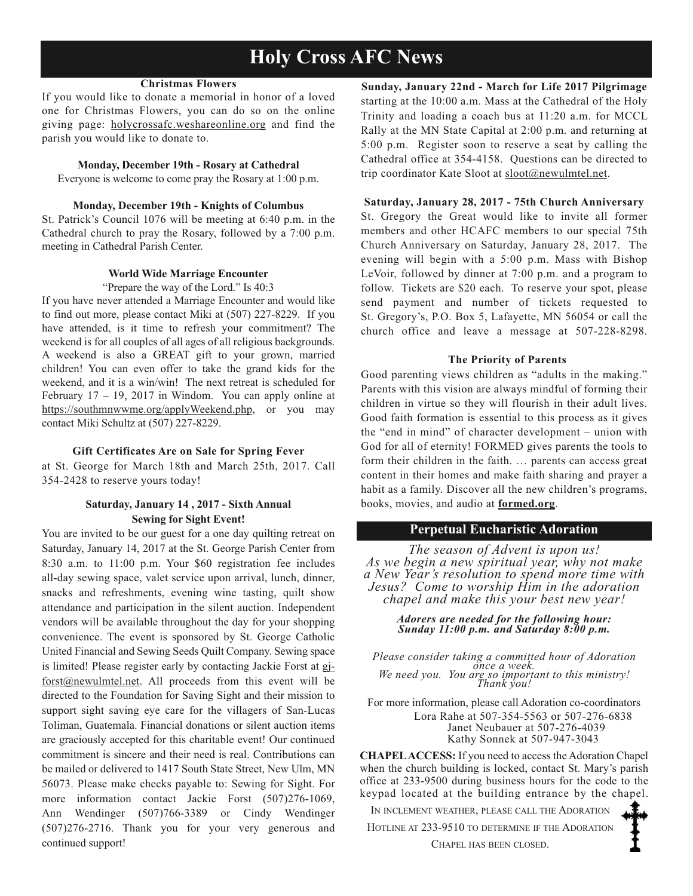# Holy Cross AFC News

### Christmas Flowers

If you would like to donate a memorial in honor of a loved one for Christmas Flowers, you can do so on the online giving page: holycrossafc.weshareonline.org and find the parish you would like to donate to.

### Monday, December 19th - Rosary at Cathedral

Everyone is welcome to come pray the Rosary at 1:00 p.m.

### Monday, December 19th - Knights of Columbus

St. Patrick's Council 1076 will be meeting at 6:40 p.m. in the Cathedral church to pray the Rosary, followed by a 7:00 p.m. meeting in Cathedral Parish Center.

### World Wide Marriage Encounter

"Prepare the way of the Lord." Is 40:3

If you have never attended a Marriage Encounter and would like to find out more, please contact Miki at (507) 227-8229. If you have attended, is it time to refresh your commitment? The weekend is for all couples of all ages of all religious backgrounds. A weekend is also a GREAT gift to your grown, married children! You can even offer to take the grand kids for the weekend, and it is a win/win! The next retreat is scheduled for February 17 – 19, 2017 in Windom. You can apply online at https://southmnwwme.org/applyWeekend.php, or you may contact Miki Schultz at (507) 227-8229.

### Gift Certificates Are on Sale for Spring Fever

at St. George for March 18th and March 25th, 2017. Call 354-2428 to reserve yours today!

### Saturday, January 14 , 2017 - Sixth Annual Sewing for Sight Event!

You are invited to be our guest for a one day quilting retreat on Saturday, January 14, 2017 at the St. George Parish Center from 8:30 a.m. to 11:00 p.m. Your $60 registration fee includes all-day sewing space, valet service upon arrival, lunch, dinner, snacks and refreshments, evening wine tasting, quilt show attendance and participation in the silent auction. Independent vendors will be available throughout the day for your shopping convenience. The event is sponsored by St. George Catholic United Financial and Sewing Seeds Quilt Company. Sewing space is limited! Please register early by contacting Jackie Forst at gj-forst@newulmtel.net. All proceeds from this event will be directed to the Foundation for Saving Sight and their mission to support sight saving eye care for the villagers of San-Lucas Toliman, Guatemala. Financial donations or silent auction items are graciously accepted for this charitable event! Our continued commitment is sincere and their need is real. Contributions can be mailed or delivered to 1417 South State Street, New Ulm, MN 56073. Please make checks payable to: Sewing for Sight. For more information contact Jackie Forst (507)276-1069, Ann Wendinger (507)766-3389 or Cindy Wendinger (507)276-2716. Thank you for your very generous and continued support!

**Sunday, January 22nd - March for Life 2017 Pilgrimage** starting at the 10:00 a.m. Mass at the Cathedral of the Holy Trinity and loading a coach bus at 11:20 a.m. for MCCL Rally at the MN State Capital at 2:00 p.m. and returning at 5:00 p.m. Register soon to reserve a seat by calling the Cathedral office at 354-4158. Questions can be directed to trip coordinator Kate Sloot at sloot@newulmtel.net.

### Saturday, January 28, 2017 - 75th Church Anniversary

St. Gregory the Great would like to invite all former members and other HCAFC members to our special 75th Church Anniversary on Saturday, January 28, 2017. The evening will begin with a 5:00 p.m. Mass with Bishop LeVoir, followed by dinner at 7:00 p.m. and a program to follow. Tickets are $20 each. To reserve your spot, please send payment and number of tickets requested to St. Gregory's, P.O. Box 5, Lafayette, MN 56054 or call the church office and leave a message at 507-228-8298.

### The Priority of Parents

Good parenting views children as "adults in the making." Parents with this vision are always mindful of forming their children in virtue so they will flourish in their adult lives. Good faith formation is essential to this process as it gives the "end in mind" of character development – union with God for all of eternity! FORMED gives parents the tools to form their children in the faith. … parents can access great content in their homes and make faith sharing and prayer a habit as a family. Discover all the new children's programs, books, movies, and audio at **formed.org**.

## Perpetual Eucharistic Adoration

*The season of Advent is upon us! As we begin a new spiritual year, why not make a New Year's resolution to spend more time with Jesus? Come to worship Him in the adoration chapel and make this your best new year!*

***Adorers are needed for the following hour: Sunday 11:00 p.m. and Saturday 8:00 p.m.***

*Please consider taking a committed hour of Adoration once a week. We need you. You are so important to this ministry! Thank you!*

For more information, please call Adoration co-coordinators
Lora Rahe at 507-354-5563 or 507-276-6838
Janet Neubauer at 507-276-4039
Kathy Sonnek at 507-947-3043

**CHAPEL ACCESS:** If you need to access the Adoration Chapel when the church building is locked, contact St. Mary's parish office at 233-9500 during business hours for the code to the keypad located at the building entrance by the chapel.

IN INCLEMENT WEATHER, PLEASE CALL THE ADORATION HOTLINE AT 233-9510 TO DETERMINE IF THE ADORATION CHAPEL HAS BEEN CLOSED.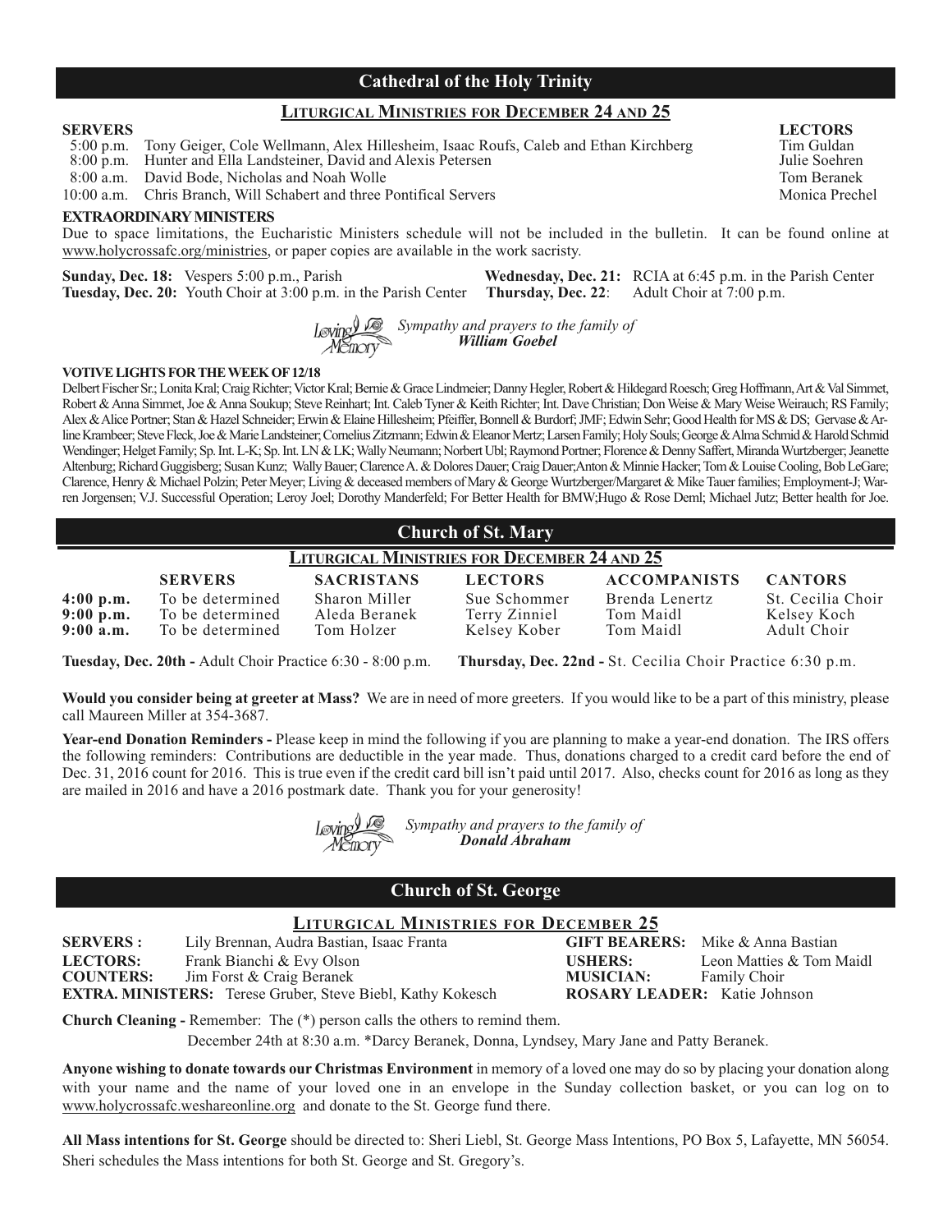## Cathedral of the Holy Trinity

### Liturgical Ministries for December 24 and 25

| SERVERS | | LECTORS |
|---|---|---|
| 5:00 p.m. | Tony Geiger, Cole Wellmann, Alex Hillesheim, Isaac Roufs, Caleb and Ethan Kirchberg | Tim Guldan |
| 8:00 p.m. | Hunter and Ella Landsteiner, David and Alexis Petersen | Julie Soehren |
| 8:00 a.m. | David Bode, Nicholas and Noah Wolle | Tom Beranek |
| 10:00 a.m. | Chris Branch, Will Schabert and three Pontifical Servers | Monica Prechel |

**EXTRAORDINARY MINISTERS**

Due to space limitations, the Eucharistic Ministers schedule will not be included in the bulletin. It can be found online at www.holycrossafc.org/ministries, or paper copies are available in the work sacristy.

**Sunday, Dec. 18:** Vespers 5:00 p.m., Parish
**Tuesday, Dec. 20:** Youth Choir at 3:00 p.m. in the Parish Center
**Wednesday, Dec. 21:** RCIA at 6:45 p.m. in the Parish Center
**Thursday, Dec. 22**: Adult Choir at 7:00 p.m.

Loving Memory *Sympathy and prayers to the family of* ***William Goebel***

**VOTIVE LIGHTS FOR THE WEEK OF 12/18**

Delbert Fischer Sr.; Lonita Kral; Craig Richter; Victor Kral; Bernie & Grace Lindmeier; Danny Hegler, Robert & Hildegard Roesch; Greg Hoffmann, Art & Val Simmet, Robert & Anna Simmet, Joe & Anna Soukup; Steve Reinhart; Int. Caleb Tyner & Keith Richter; Int. Dave Christian; Don Weise & Mary Weise Weirauch; RS Family; Alex & Alice Portner; Stan & Hazel Schneider; Erwin & Elaine Hillesheim; Pfeiffer, Bonnell & Burdorf; JMF; Edwin Sehr; Good Health for MS & DS; Gervase & Arline Krambeer; Steve Fleck, Joe & Marie Landsteiner; Cornelius Zitzmann; Edwin & Eleanor Mertz; Larsen Family; Holy Souls; George & Alma Schmid & Harold Schmid Wendinger; Helget Family; Sp. Int. L-K; Sp. Int. LN & LK; Wally Neumann; Norbert Ubl; Raymond Portner; Florence & Denny Saffert, Miranda Wurtzberger; Jeanette Altenburg; Richard Guggisberg; Susan Kunz; Wally Bauer; Clarence A. & Dolores Dauer; Craig Dauer;Anton & Minnie Hacker; Tom & Louise Cooling, Bob LeGare; Clarence, Henry & Michael Polzin; Peter Meyer; Living & deceased members of Mary & George Wurtzberger/Margaret & Mike Tauer families; Employment-J; Warren Jorgensen; V.J. Successful Operation; Leroy Joel; Dorothy Manderfeld; For Better Health for BMW;Hugo & Rose Deml; Michael Jutz; Better health for Joe.

## Church of St. Mary

### Liturgical Ministries for December 24 and 25

| | SERVERS | SACRISTANS | LECTORS | ACCOMPANISTS | CANTORS |
|---|---|---|---|---|---|
| **4:00 p.m.** | To be determined | Sharon Miller | Sue Schommer | Brenda Lenertz | St. Cecilia Choir |
| **9:00 p.m.** | To be determined | Aleda Beranek | Terry Zinniel | Tom Maidl | Kelsey Koch |
| **9:00 a.m.** | To be determined | Tom Holzer | Kelsey Kober | Tom Maidl | Adult Choir |

**Tuesday, Dec. 20th -** Adult Choir Practice 6:30 - 8:00 p.m. **Thursday, Dec. 22nd -** St. Cecilia Choir Practice 6:30 p.m.

**Would you consider being at greeter at Mass?** We are in need of more greeters. If you would like to be a part of this ministry, please call Maureen Miller at 354-3687.

**Year-end Donation Reminders -** Please keep in mind the following if you are planning to make a year-end donation. The IRS offers the following reminders: Contributions are deductible in the year made. Thus, donations charged to a credit card before the end of Dec. 31, 2016 count for 2016. This is true even if the credit card bill isn't paid until 2017. Also, checks count for 2016 as long as they are mailed in 2016 and have a 2016 postmark date. Thank you for your generosity!

Loving Memory *Sympathy and prayers to the family of* ***Donald Abraham***

## Church of St. George

### Liturgical Ministries for December 25

**SERVERS :** Lily Brennan, Audra Bastian, Isaac Franta
**LECTORS:** Frank Bianchi & Evy Olson
**COUNTERS:** Jim Forst & Craig Beranek
**EXTRA. MINISTERS:** Terese Gruber, Steve Biebl, Kathy Kokesch
**GIFT BEARERS:** Mike & Anna Bastian
**USHERS:** Leon Matties & Tom Maidl
**MUSICIAN:** Family Choir
**ROSARY LEADER:** Katie Johnson

**Church Cleaning -** Remember: The (*) person calls the others to remind them.
December 24th at 8:30 a.m. *Darcy Beranek, Donna, Lyndsey, Mary Jane and Patty Beranek.

**Anyone wishing to donate towards our Christmas Environment** in memory of a loved one may do so by placing your donation along with your name and the name of your loved one in an envelope in the Sunday collection basket, or you can log on to www.holycrossafc.weshareonline.org and donate to the St. George fund there.

**All Mass intentions for St. George** should be directed to: Sheri Liebl, St. George Mass Intentions, PO Box 5, Lafayette, MN 56054. Sheri schedules the Mass intentions for both St. George and St. Gregory's.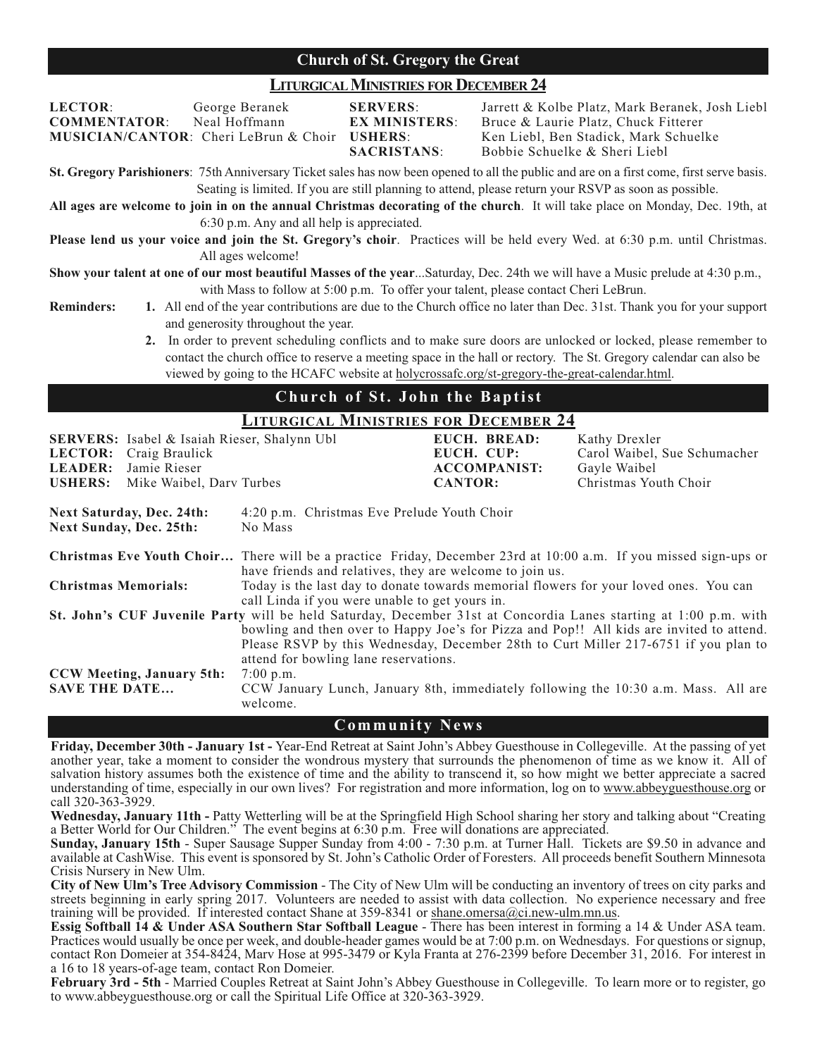## Church of St. Gregory the Great

### Liturgical Ministries for December 24

**LECTOR**: George Beranek
**COMMENTATOR**: Neal Hoffmann
**MUSICIAN/CANTOR**: Cheri LeBrun & Choir
**SERVERS**: Jarrett & Kolbe Platz, Mark Beranek, Josh Liebl
**EX MINISTERS**: Bruce & Laurie Platz, Chuck Fitterer
**USHERS**: Ken Liebl, Ben Stadick, Mark Schuelke
**SACRISTANS**: Bobbie Schuelke & Sheri Liebl

**St. Gregory Parishioners**: 75th Anniversary Ticket sales has now been opened to all the public and are on a first come, first serve basis. Seating is limited. If you are still planning to attend, please return your RSVP as soon as possible.

**All ages are welcome to join in on the annual Christmas decorating of the church**. It will take place on Monday, Dec. 19th, at 6:30 p.m. Any and all help is appreciated.

**Please lend us your voice and join the St. Gregory's choir**. Practices will be held every Wed. at 6:30 p.m. until Christmas. All ages welcome!

**Show your talent at one of our most beautiful Masses of the year**...Saturday, Dec. 24th we will have a Music prelude at 4:30 p.m., with Mass to follow at 5:00 p.m. To offer your talent, please contact Cheri LeBrun.

**Reminders:**
1. All end of the year contributions are due to the Church office no later than Dec. 31st. Thank you for your support and generosity throughout the year.
2. In order to prevent scheduling conflicts and to make sure doors are unlocked or locked, please remember to contact the church office to reserve a meeting space in the hall or rectory. The St. Gregory calendar can also be viewed by going to the HCAFC website at holycrossafc.org/st-gregory-the-great-calendar.html.

## Church of St. John the Baptist

### Liturgical Ministries for December 24

**SERVERS:** Isabel & Isaiah Rieser, Shalynn Ubl
**LECTOR:** Craig Braulick
**LEADER:** Jamie Rieser
**USHERS:** Mike Waibel, Darv Turbes
**EUCH. BREAD:** Kathy Drexler
**EUCH. CUP:** Carol Waibel, Sue Schumacher
**ACCOMPANIST:** Gayle Waibel
**CANTOR:** Christmas Youth Choir

**Next Saturday, Dec. 24th:** 4:20 p.m. Christmas Eve Prelude Youth Choir
**Next Sunday, Dec. 25th:** No Mass

**Christmas Eve Youth Choir…** There will be a practice Friday, December 23rd at 10:00 a.m. If you missed sign-ups or have friends and relatives, they are welcome to join us.

**Christmas Memorials:** Today is the last day to donate towards memorial flowers for your loved ones. You can call Linda if you were unable to get yours in.

**St. John's CUF Juvenile Party** will be held Saturday, December 31st at Concordia Lanes starting at 1:00 p.m. with bowling and then over to Happy Joe's for Pizza and Pop!! All kids are invited to attend. Please RSVP by this Wednesday, December 28th to Curt Miller 217-6751 if you plan to attend for bowling lane reservations.

**CCW Meeting, January 5th:** 7:00 p.m.

**SAVE THE DATE…** CCW January Lunch, January 8th, immediately following the 10:30 a.m. Mass. All are welcome.

## Community News

**Friday, December 30th - January 1st -** Year-End Retreat at Saint John's Abbey Guesthouse in Collegeville. At the passing of yet another year, take a moment to consider the wondrous mystery that surrounds the phenomenon of time as we know it. All of salvation history assumes both the existence of time and the ability to transcend it, so how might we better appreciate a sacred understanding of time, especially in our own lives? For registration and more information, log on to www.abbeyguesthouse.org or call 320-363-3929.

**Wednesday, January 11th -** Patty Wetterling will be at the Springfield High School sharing her story and talking about "Creating a Better World for Our Children." The event begins at 6:30 p.m. Free will donations are appreciated.

**Sunday, January 15th** - Super Sausage Supper Sunday from 4:00 - 7:30 p.m. at Turner Hall. Tickets are $9.50 in advance and available at CashWise. This event is sponsored by St. John's Catholic Order of Foresters. All proceeds benefit Southern Minnesota Crisis Nursery in New Ulm.

**City of New Ulm's Tree Advisory Commission** - The City of New Ulm will be conducting an inventory of trees on city parks and streets beginning in early spring 2017. Volunteers are needed to assist with data collection. No experience necessary and free training will be provided. If interested contact Shane at 359-8341 or shane.omersa@ci.new-ulm.mn.us.

**Essig Softball 14 & Under ASA Southern Star Softball League** - There has been interest in forming a 14 & Under ASA team. Practices would usually be once per week, and double-header games would be at 7:00 p.m. on Wednesdays. For questions or signup, contact Ron Domeier at 354-8424, Marv Hose at 995-3479 or Kyla Franta at 276-2399 before December 31, 2016. For interest in a 16 to 18 years-of-age team, contact Ron Domeier.

**February 3rd - 5th** - Married Couples Retreat at Saint John's Abbey Guesthouse in Collegeville. To learn more or to register, go to www.abbeyguesthouse.org or call the Spiritual Life Office at 320-363-3929.